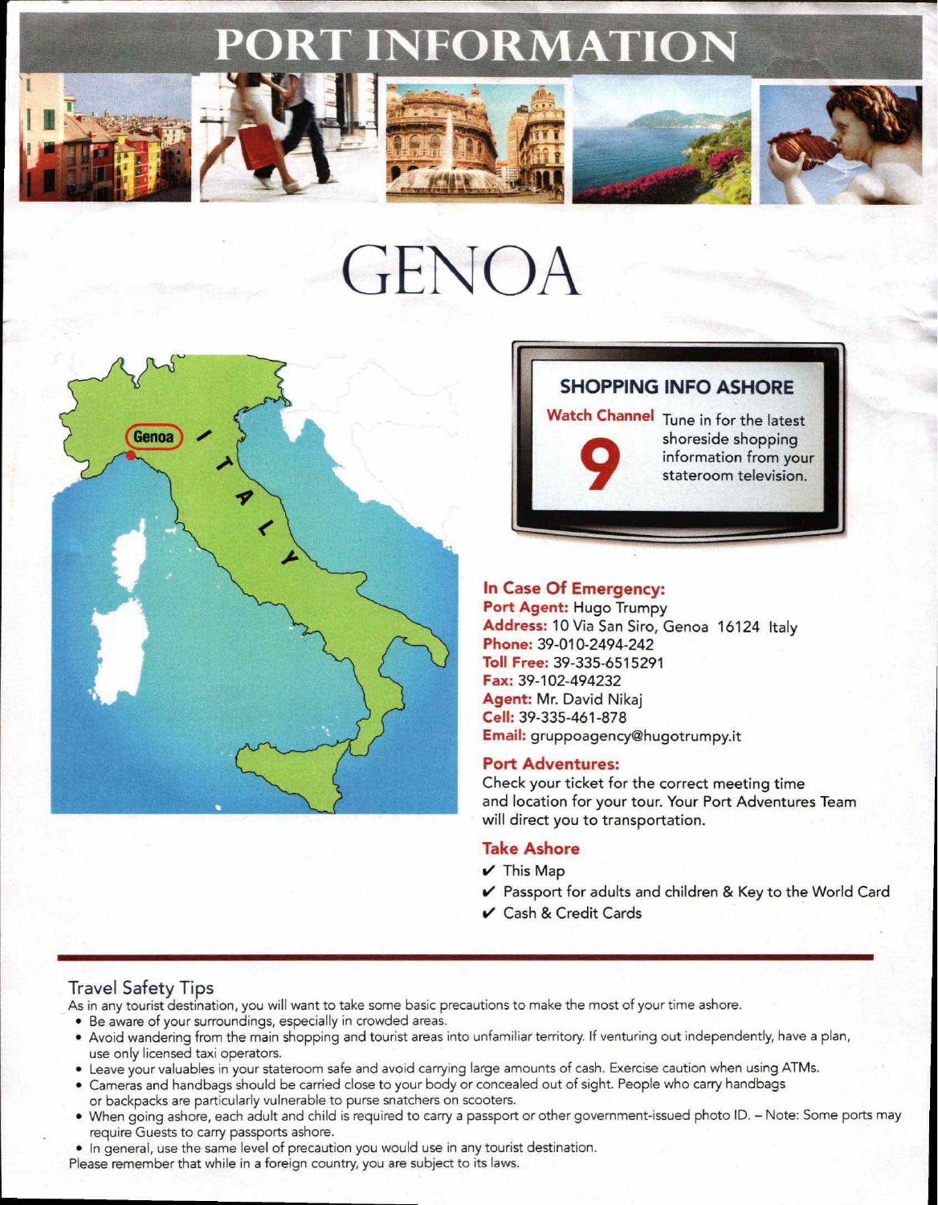# PORT INFORMATION

# GENOA

## SHOPPING INFO ASHORE

**Watch Channel 9** Tune in for the latest shoreside shopping information from your stateroom television.

### In Case Of Emergency:

**Port Agent:** Hugo Trumpy
**Address:** 10 Via San Siro, Genoa 16124 Italy
**Phone:** 39-010-2494-242
**Toll Free:** 39-335-6515291
**Fax:** 39-102-494232
**Agent:** Mr. David Nikaj
**Cell:** 39-335-461-878
**Email:** gruppoagency@hugotrumpy.it

### Port Adventures:

Check your ticket for the correct meeting time and location for your tour. Your Port Adventures Team will direct you to transportation.

### Take Ashore

- ✔ This Map
- ✔ Passport for adults and children & Key to the World Card
- ✔ Cash & Credit Cards

## Travel Safety Tips

As in any tourist destination, you will want to take some basic precautions to make the most of your time ashore.

- Be aware of your surroundings, especially in crowded areas.
- Avoid wandering from the main shopping and tourist areas into unfamiliar territory. If venturing out independently, have a plan, use only licensed taxi operators.
- Leave your valuables in your stateroom safe and avoid carrying large amounts of cash. Exercise caution when using ATMs.
- Cameras and handbags should be carried close to your body or concealed out of sight. People who carry handbags or backpacks are particularly vulnerable to purse snatchers on scooters.
- When going ashore, each adult and child is required to carry a passport or other government-issued photo ID. – Note: Some ports may require Guests to carry passports ashore.
- In general, use the same level of precaution you would use in any tourist destination.

Please remember that while in a foreign country, you are subject to its laws.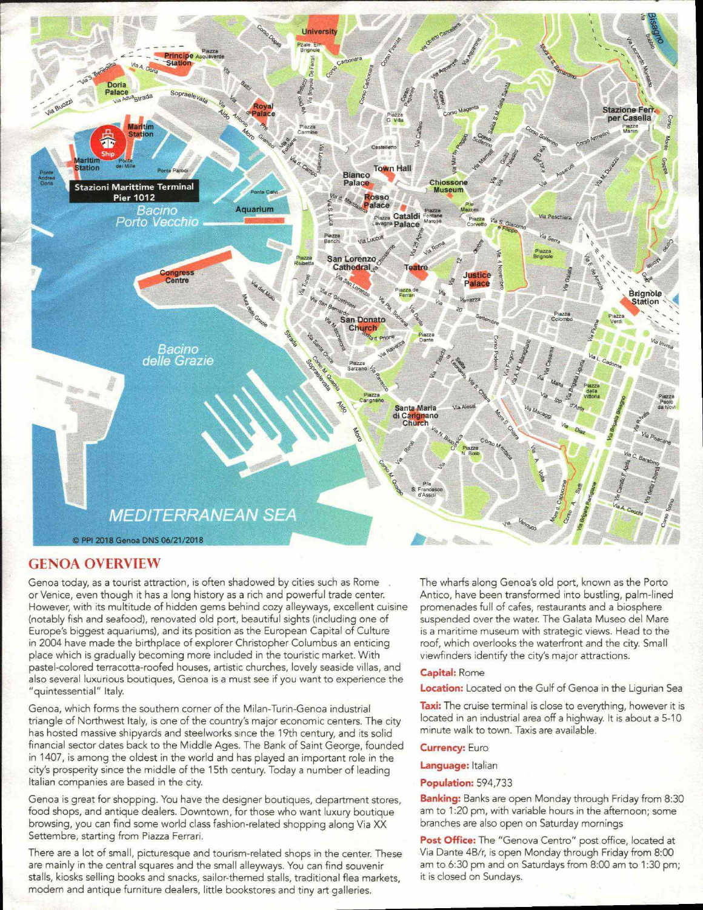## GENOA OVERVIEW

Genoa today, as a tourist attraction, is often shadowed by cities such as Rome or Venice, even though it has a long history as a rich and powerful trade center. However, with its multitude of hidden gems behind cozy alleyways, excellent cuisine (notably fish and seafood), renovated old port, beautiful sights (including one of Europe's biggest aquariums), and its position as the European Capital of Culture in 2004 have made the birthplace of explorer Christopher Columbus an enticing place which is gradually becoming more included in the touristic market. With pastel-colored terracotta-roofed houses, artistic churches, lovely seaside villas, and also several luxurious boutiques, Genoa is a must see if you want to experience the "quintessential" Italy.

Genoa, which forms the southern corner of the Milan-Turin-Genoa industrial triangle of Northwest Italy, is one of the country's major economic centers. The city has hosted massive shipyards and steelworks since the 19th century, and its solid financial sector dates back to the Middle Ages. The Bank of Saint George, founded in 1407, is among the oldest in the world and has played an important role in the city's prosperity since the middle of the 15th century. Today a number of leading Italian companies are based in the city.

Genoa is great for shopping. You have the designer boutiques, department stores, food shops, and antique dealers. Downtown, for those who want luxury boutique browsing, you can find some world class fashion-related shopping along Via XX Settembre, starting from Piazza Ferrari.

There are a lot of small, picturesque and tourism-related shops in the center. These are mainly in the central squares and the small alleyways. You can find souvenir stalls, kiosks selling books and snacks, sailor-themed stalls, traditional flea markets, modern and antique furniture dealers, little bookstores and tiny art galleries.

The wharfs along Genoa's old port, known as the Porto Antico, have been transformed into bustling, palm-lined promenades full of cafes, restaurants and a biosphere suspended over the water. The Galata Museo del Mare is a maritime museum with strategic views. Head to the roof, which overlooks the waterfront and the city. Small viewfinders identify the city's major attractions.

**Capital:** Rome

**Location:** Located on the Gulf of Genoa in the Ligurian Sea

**Taxi:** The cruise terminal is close to everything, however it is located in an industrial area off a highway. It is about a 5-10 minute walk to town. Taxis are available.

**Currency:** Euro

**Language:** Italian

**Population:** 594,733

**Banking:** Banks are open Monday through Friday from 8:30 am to 1:20 pm, with variable hours in the afternoon; some branches are also open on Saturday mornings

**Post Office:** The "Genova Centro" post office, located at Via Dante 4B/r, is open Monday through Friday from 8:00 am to 6:30 pm and on Saturdays from 8:00 am to 1:30 pm; it is closed on Sundays.